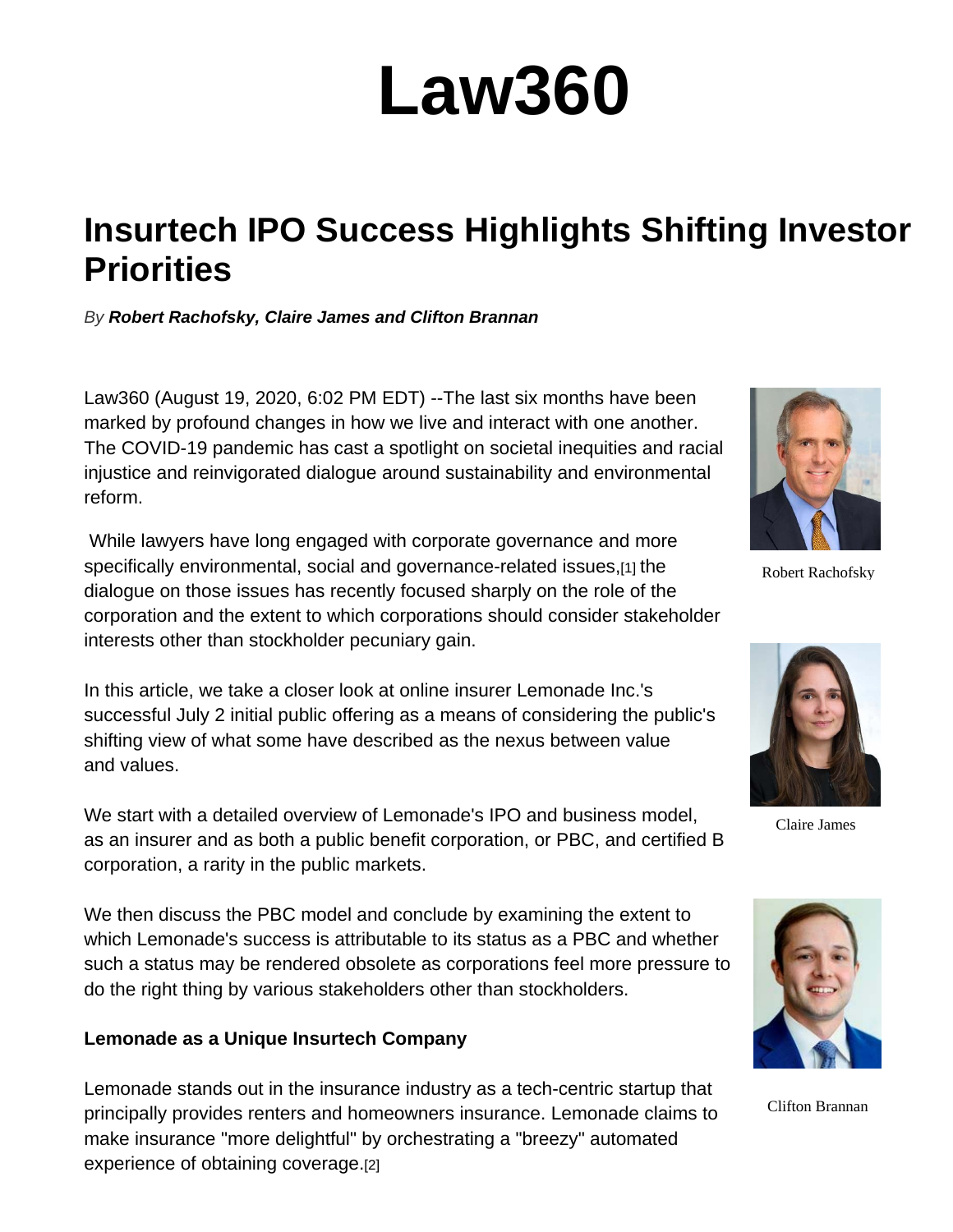# Law360

## Insurtech IPO Success Highlights Shifting Investor Priorities

*By* ***Robert Rachofsky, Claire James and Clifton Brannan***

Law360 (August 19, 2020, 6:02 PM EDT) --The last six months have been marked by profound changes in how we live and interact with one another. The COVID-19 pandemic has cast a spotlight on societal inequities and racial injustice and reinvigorated dialogue around sustainability and environmental reform.

While lawyers have long engaged with corporate governance and more specifically environmental, social and governance-related issues,[1] the dialogue on those issues has recently focused sharply on the role of the corporation and the extent to which corporations should consider stakeholder interests other than stockholder pecuniary gain.

In this article, we take a closer look at online insurer Lemonade Inc.'s successful July 2 initial public offering as a means of considering the public's shifting view of what some have described as the nexus between value and values.

We start with a detailed overview of Lemonade's IPO and business model, as an insurer and as both a public benefit corporation, or PBC, and certified B corporation, a rarity in the public markets.

We then discuss the PBC model and conclude by examining the extent to which Lemonade's success is attributable to its status as a PBC and whether such a status may be rendered obsolete as corporations feel more pressure to do the right thing by various stakeholders other than stockholders.

Robert Rachofsky

Claire James

Clifton Brannan

**Lemonade as a Unique Insurtech Company**

Lemonade stands out in the insurance industry as a tech-centric startup that principally provides renters and homeowners insurance. Lemonade claims to make insurance "more delightful" by orchestrating a "breezy" automated experience of obtaining coverage.[2]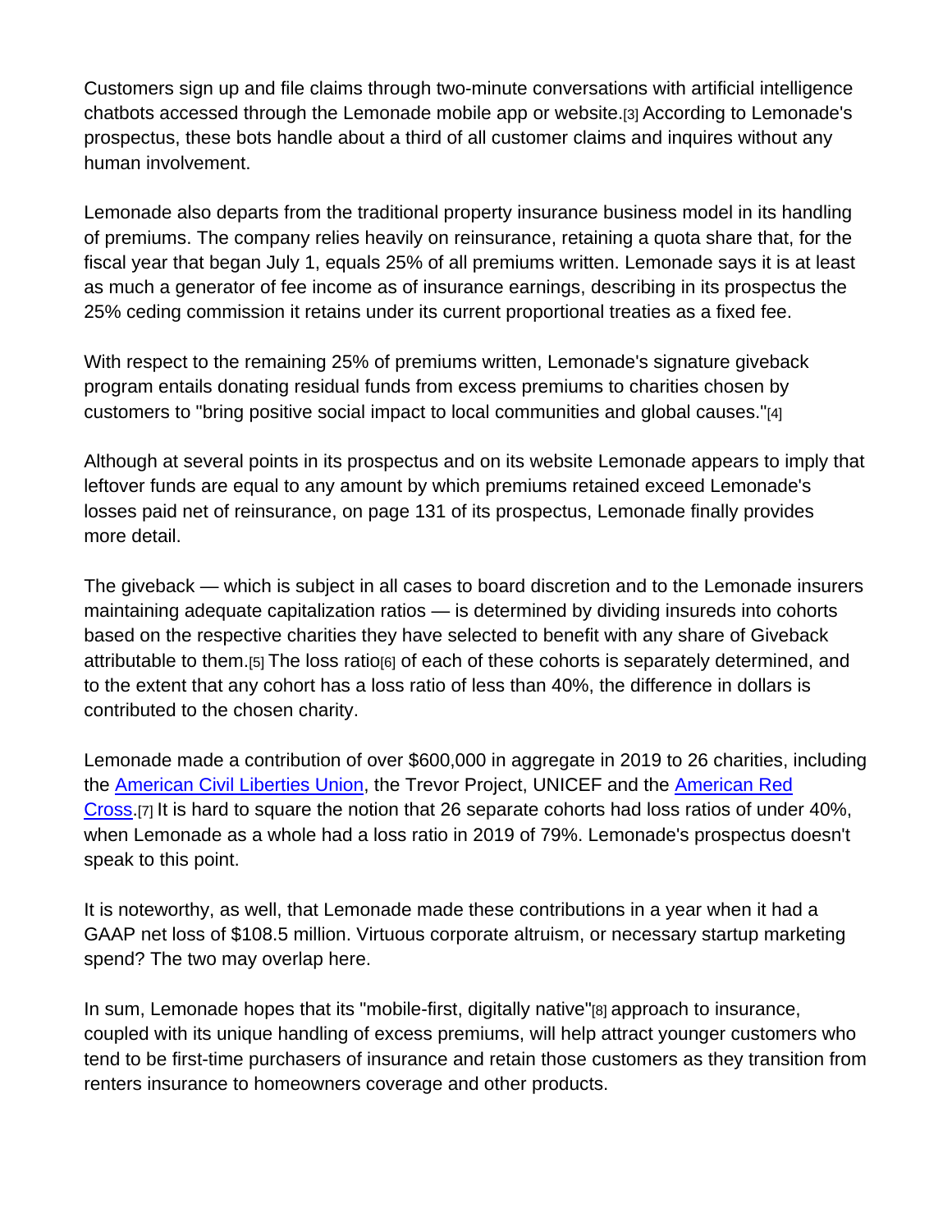Customers sign up and file claims through two-minute conversations with artificial intelligence chatbots accessed through the Lemonade mobile app or website.[3] According to Lemonade's prospectus, these bots handle about a third of all customer claims and inquires without any human involvement.

Lemonade also departs from the traditional property insurance business model in its handling of premiums. The company relies heavily on reinsurance, retaining a quota share that, for the fiscal year that began July 1, equals 25% of all premiums written. Lemonade says it is at least as much a generator of fee income as of insurance earnings, describing in its prospectus the 25% ceding commission it retains under its current proportional treaties as a fixed fee.

With respect to the remaining 25% of premiums written, Lemonade's signature giveback program entails donating residual funds from excess premiums to charities chosen by customers to "bring positive social impact to local communities and global causes."[4]

Although at several points in its prospectus and on its website Lemonade appears to imply that leftover funds are equal to any amount by which premiums retained exceed Lemonade's losses paid net of reinsurance, on page 131 of its prospectus, Lemonade finally provides more detail.

The giveback — which is subject in all cases to board discretion and to the Lemonade insurers maintaining adequate capitalization ratios — is determined by dividing insureds into cohorts based on the respective charities they have selected to benefit with any share of Giveback attributable to them.[5] The loss ratio[6] of each of these cohorts is separately determined, and to the extent that any cohort has a loss ratio of less than 40%, the difference in dollars is contributed to the chosen charity.

Lemonade made a contribution of over $600,000 in aggregate in 2019 to 26 charities, including the American Civil Liberties Union, the Trevor Project, UNICEF and the American Red Cross.[7] It is hard to square the notion that 26 separate cohorts had loss ratios of under 40%, when Lemonade as a whole had a loss ratio in 2019 of 79%. Lemonade's prospectus doesn't speak to this point.

It is noteworthy, as well, that Lemonade made these contributions in a year when it had a GAAP net loss of $108.5 million. Virtuous corporate altruism, or necessary startup marketing spend? The two may overlap here.

In sum, Lemonade hopes that its "mobile-first, digitally native"[8] approach to insurance, coupled with its unique handling of excess premiums, will help attract younger customers who tend to be first-time purchasers of insurance and retain those customers as they transition from renters insurance to homeowners coverage and other products.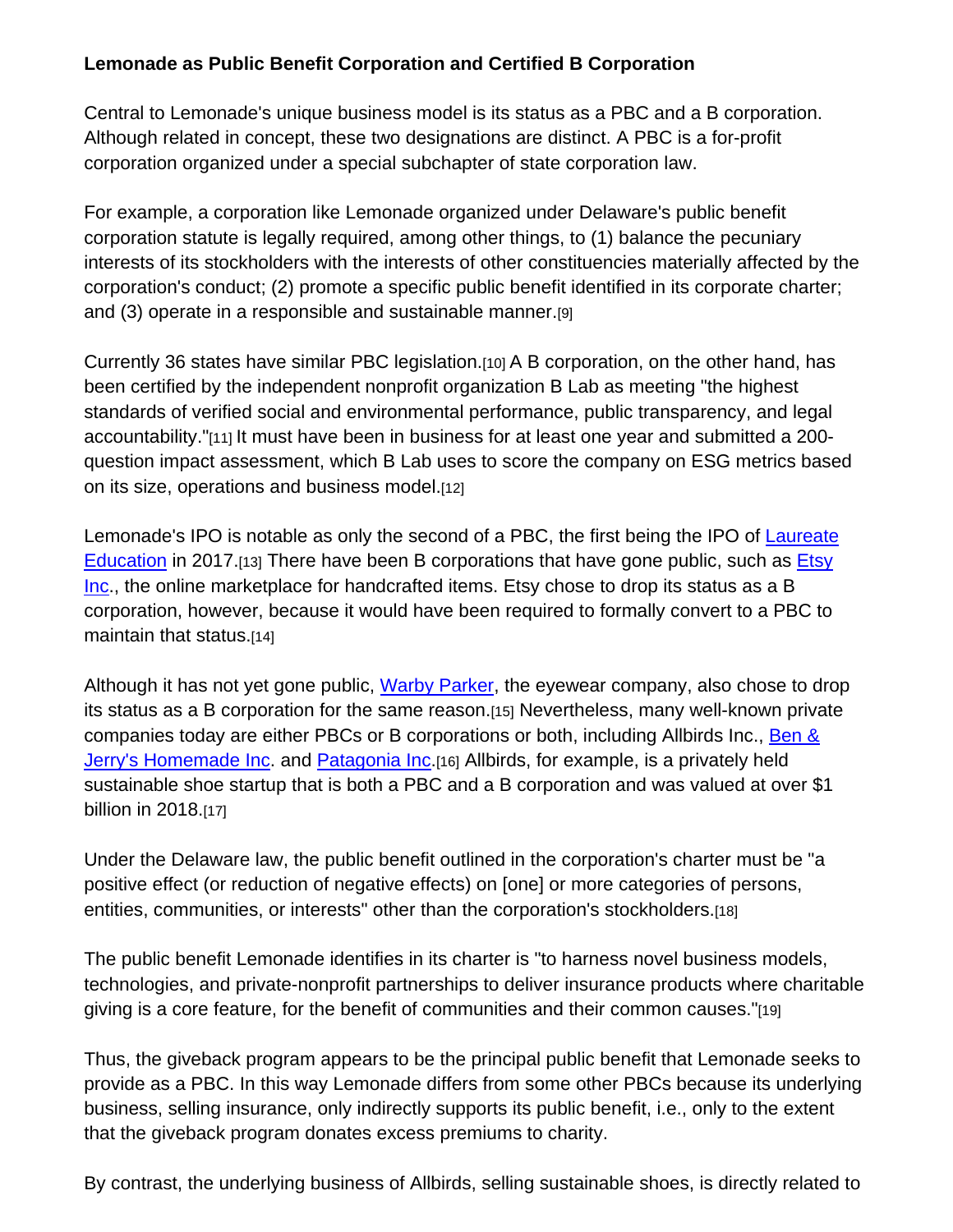**Lemonade as Public Benefit Corporation and Certified B Corporation**

Central to Lemonade's unique business model is its status as a PBC and a B corporation. Although related in concept, these two designations are distinct. A PBC is a for-profit corporation organized under a special subchapter of state corporation law.

For example, a corporation like Lemonade organized under Delaware's public benefit corporation statute is legally required, among other things, to (1) balance the pecuniary interests of its stockholders with the interests of other constituencies materially affected by the corporation's conduct; (2) promote a specific public benefit identified in its corporate charter; and (3) operate in a responsible and sustainable manner.[9]

Currently 36 states have similar PBC legislation.[10] A B corporation, on the other hand, has been certified by the independent nonprofit organization B Lab as meeting "the highest standards of verified social and environmental performance, public transparency, and legal accountability."[11] It must have been in business for at least one year and submitted a 200-question impact assessment, which B Lab uses to score the company on ESG metrics based on its size, operations and business model.[12]

Lemonade's IPO is notable as only the second of a PBC, the first being the IPO of Laureate Education in 2017.[13] There have been B corporations that have gone public, such as Etsy Inc., the online marketplace for handcrafted items. Etsy chose to drop its status as a B corporation, however, because it would have been required to formally convert to a PBC to maintain that status.[14]

Although it has not yet gone public, Warby Parker, the eyewear company, also chose to drop its status as a B corporation for the same reason.[15] Nevertheless, many well-known private companies today are either PBCs or B corporations or both, including Allbirds Inc., Ben & Jerry's Homemade Inc. and Patagonia Inc.[16] Allbirds, for example, is a privately held sustainable shoe startup that is both a PBC and a B corporation and was valued at over $1 billion in 2018.[17]

Under the Delaware law, the public benefit outlined in the corporation's charter must be "a positive effect (or reduction of negative effects) on [one] or more categories of persons, entities, communities, or interests" other than the corporation's stockholders.[18]

The public benefit Lemonade identifies in its charter is "to harness novel business models, technologies, and private-nonprofit partnerships to deliver insurance products where charitable giving is a core feature, for the benefit of communities and their common causes."[19]

Thus, the giveback program appears to be the principal public benefit that Lemonade seeks to provide as a PBC. In this way Lemonade differs from some other PBCs because its underlying business, selling insurance, only indirectly supports its public benefit, i.e., only to the extent that the giveback program donates excess premiums to charity.

By contrast, the underlying business of Allbirds, selling sustainable shoes, is directly related to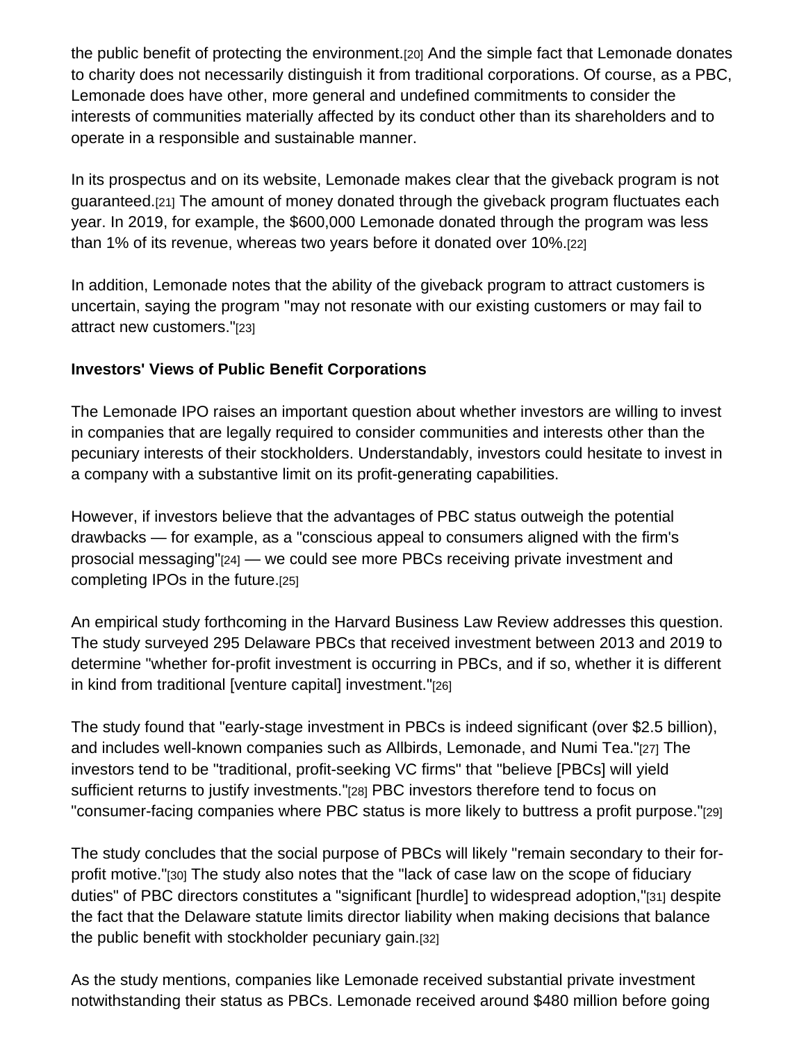the public benefit of protecting the environment.[20] And the simple fact that Lemonade donates to charity does not necessarily distinguish it from traditional corporations. Of course, as a PBC, Lemonade does have other, more general and undefined commitments to consider the interests of communities materially affected by its conduct other than its shareholders and to operate in a responsible and sustainable manner.

In its prospectus and on its website, Lemonade makes clear that the giveback program is not guaranteed.[21] The amount of money donated through the giveback program fluctuates each year. In 2019, for example, the $600,000 Lemonade donated through the program was less than 1% of its revenue, whereas two years before it donated over 10%.[22]

In addition, Lemonade notes that the ability of the giveback program to attract customers is uncertain, saying the program "may not resonate with our existing customers or may fail to attract new customers."[23]

**Investors' Views of Public Benefit Corporations**

The Lemonade IPO raises an important question about whether investors are willing to invest in companies that are legally required to consider communities and interests other than the pecuniary interests of their stockholders. Understandably, investors could hesitate to invest in a company with a substantive limit on its profit-generating capabilities.

However, if investors believe that the advantages of PBC status outweigh the potential drawbacks — for example, as a "conscious appeal to consumers aligned with the firm's prosocial messaging"[24] — we could see more PBCs receiving private investment and completing IPOs in the future.[25]

An empirical study forthcoming in the Harvard Business Law Review addresses this question. The study surveyed 295 Delaware PBCs that received investment between 2013 and 2019 to determine "whether for-profit investment is occurring in PBCs, and if so, whether it is different in kind from traditional [venture capital] investment."[26]

The study found that "early-stage investment in PBCs is indeed significant (over $2.5 billion), and includes well-known companies such as Allbirds, Lemonade, and Numi Tea."[27] The investors tend to be "traditional, profit-seeking VC firms" that "believe [PBCs] will yield sufficient returns to justify investments."[28] PBC investors therefore tend to focus on "consumer-facing companies where PBC status is more likely to buttress a profit purpose."[29]

The study concludes that the social purpose of PBCs will likely "remain secondary to their for-profit motive."[30] The study also notes that the "lack of case law on the scope of fiduciary duties" of PBC directors constitutes a "significant [hurdle] to widespread adoption,"[31] despite the fact that the Delaware statute limits director liability when making decisions that balance the public benefit with stockholder pecuniary gain.[32]

As the study mentions, companies like Lemonade received substantial private investment notwithstanding their status as PBCs. Lemonade received around $480 million before going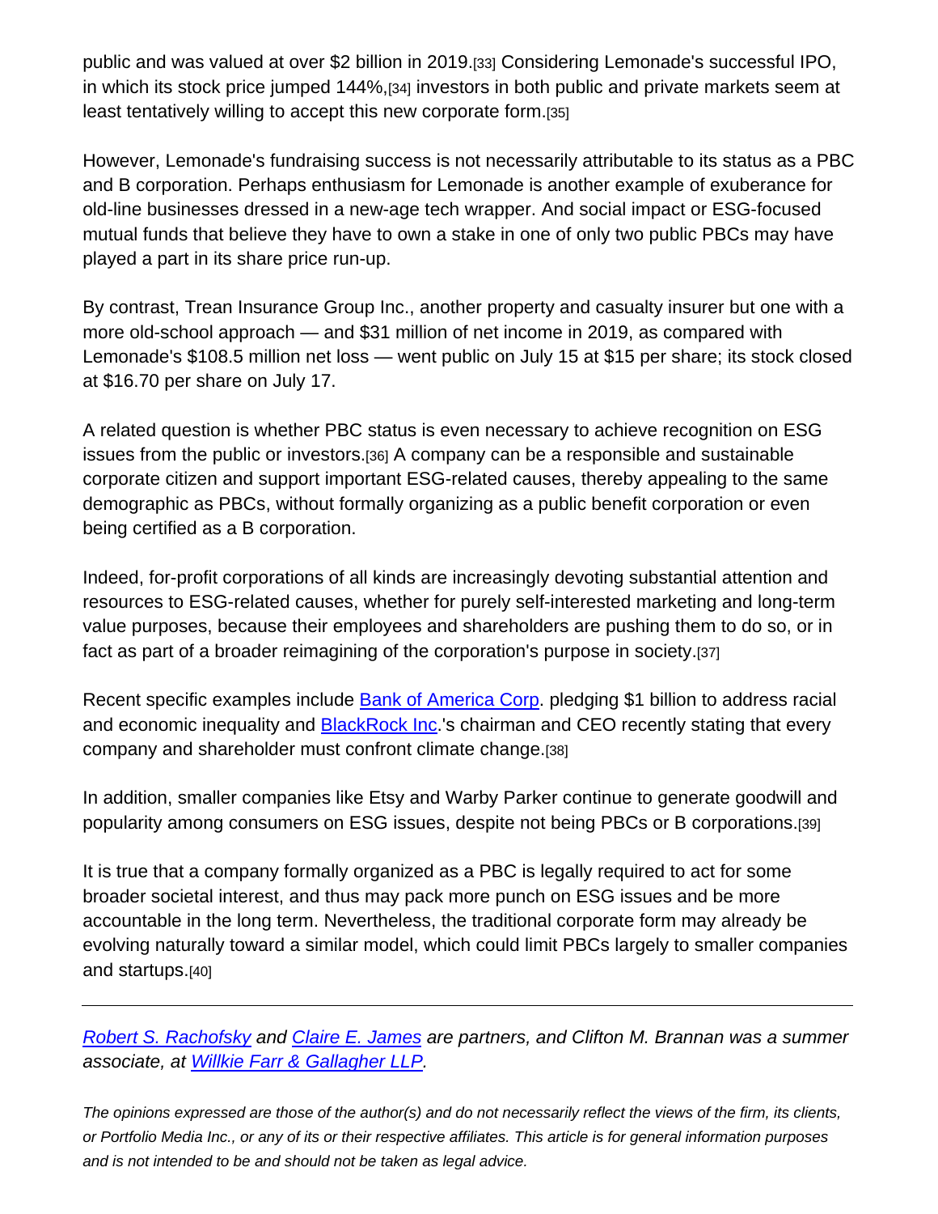public and was valued at over $2 billion in 2019.[33] Considering Lemonade's successful IPO, in which its stock price jumped 144%,[34] investors in both public and private markets seem at least tentatively willing to accept this new corporate form.[35]

However, Lemonade's fundraising success is not necessarily attributable to its status as a PBC and B corporation. Perhaps enthusiasm for Lemonade is another example of exuberance for old-line businesses dressed in a new-age tech wrapper. And social impact or ESG-focused mutual funds that believe they have to own a stake in one of only two public PBCs may have played a part in its share price run-up.

By contrast, Trean Insurance Group Inc., another property and casualty insurer but one with a more old-school approach — and $31 million of net income in 2019, as compared with Lemonade's $108.5 million net loss — went public on July 15 at $15 per share; its stock closed at $16.70 per share on July 17.

A related question is whether PBC status is even necessary to achieve recognition on ESG issues from the public or investors.[36] A company can be a responsible and sustainable corporate citizen and support important ESG-related causes, thereby appealing to the same demographic as PBCs, without formally organizing as a public benefit corporation or even being certified as a B corporation.

Indeed, for-profit corporations of all kinds are increasingly devoting substantial attention and resources to ESG-related causes, whether for purely self-interested marketing and long-term value purposes, because their employees and shareholders are pushing them to do so, or in fact as part of a broader reimagining of the corporation's purpose in society.[37]

Recent specific examples include Bank of America Corp. pledging $1 billion to address racial and economic inequality and BlackRock Inc.'s chairman and CEO recently stating that every company and shareholder must confront climate change.[38]

In addition, smaller companies like Etsy and Warby Parker continue to generate goodwill and popularity among consumers on ESG issues, despite not being PBCs or B corporations.[39]

It is true that a company formally organized as a PBC is legally required to act for some broader societal interest, and thus may pack more punch on ESG issues and be more accountable in the long term. Nevertheless, the traditional corporate form may already be evolving naturally toward a similar model, which could limit PBCs largely to smaller companies and startups.[40]

---

*Robert S. Rachofsky and Claire E. James are partners, and Clifton M. Brannan was a summer associate, at Willkie Farr & Gallagher LLP.*

*The opinions expressed are those of the author(s) and do not necessarily reflect the views of the firm, its clients, or Portfolio Media Inc., or any of its or their respective affiliates. This article is for general information purposes and is not intended to be and should not be taken as legal advice.*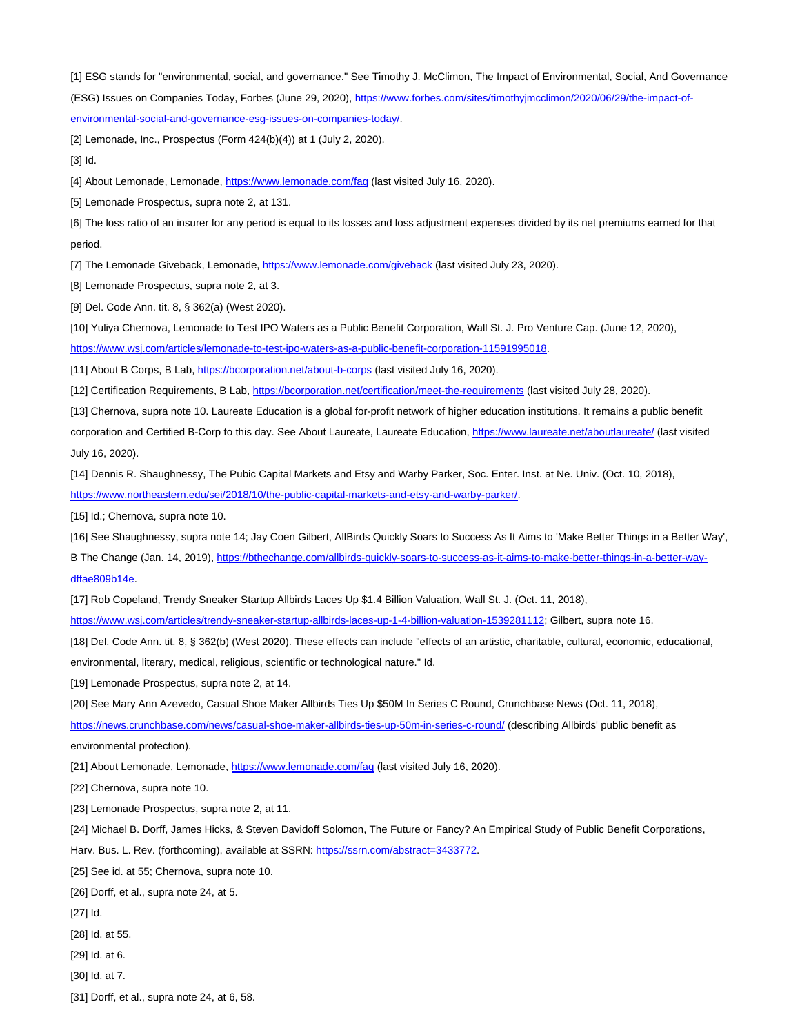[1] ESG stands for "environmental, social, and governance." See Timothy J. McClimon, The Impact of Environmental, Social, And Governance (ESG) Issues on Companies Today, Forbes (June 29, 2020), https://www.forbes.com/sites/timothyjmcclimon/2020/06/29/the-impact-of-environmental-social-and-governance-esg-issues-on-companies-today/.

[2] Lemonade, Inc., Prospectus (Form 424(b)(4)) at 1 (July 2, 2020).

[3] Id.

[4] About Lemonade, Lemonade, https://www.lemonade.com/faq (last visited July 16, 2020).

[5] Lemonade Prospectus, supra note 2, at 131.

[6] The loss ratio of an insurer for any period is equal to its losses and loss adjustment expenses divided by its net premiums earned for that period.

[7] The Lemonade Giveback, Lemonade, https://www.lemonade.com/giveback (last visited July 23, 2020).

[8] Lemonade Prospectus, supra note 2, at 3.

[9] Del. Code Ann. tit. 8, § 362(a) (West 2020).

[10] Yuliya Chernova, Lemonade to Test IPO Waters as a Public Benefit Corporation, Wall St. J. Pro Venture Cap. (June 12, 2020), https://www.wsj.com/articles/lemonade-to-test-ipo-waters-as-a-public-benefit-corporation-11591995018.

[11] About B Corps, B Lab, https://bcorporation.net/about-b-corps (last visited July 16, 2020).

[12] Certification Requirements, B Lab, https://bcorporation.net/certification/meet-the-requirements (last visited July 28, 2020).

[13] Chernova, supra note 10. Laureate Education is a global for-profit network of higher education institutions. It remains a public benefit corporation and Certified B-Corp to this day. See About Laureate, Laureate Education, https://www.laureate.net/aboutlaureate/ (last visited July 16, 2020).

[14] Dennis R. Shaughnessy, The Pubic Capital Markets and Etsy and Warby Parker, Soc. Enter. Inst. at Ne. Univ. (Oct. 10, 2018), https://www.northeastern.edu/sei/2018/10/the-public-capital-markets-and-etsy-and-warby-parker/.

[15] Id.; Chernova, supra note 10.

[16] See Shaughnessy, supra note 14; Jay Coen Gilbert, AllBirds Quickly Soars to Success As It Aims to 'Make Better Things in a Better Way', B The Change (Jan. 14, 2019), https://bthechange.com/allbirds-quickly-soars-to-success-as-it-aims-to-make-better-things-in-a-better-way-dffae809b14e.

[17] Rob Copeland, Trendy Sneaker Startup Allbirds Laces Up $1.4 Billion Valuation, Wall St. J. (Oct. 11, 2018), https://www.wsj.com/articles/trendy-sneaker-startup-allbirds-laces-up-1-4-billion-valuation-1539281112; Gilbert, supra note 16.

[18] Del. Code Ann. tit. 8, § 362(b) (West 2020). These effects can include "effects of an artistic, charitable, cultural, economic, educational, environmental, literary, medical, religious, scientific or technological nature." Id.

[19] Lemonade Prospectus, supra note 2, at 14.

[20] See Mary Ann Azevedo, Casual Shoe Maker Allbirds Ties Up $50M In Series C Round, Crunchbase News (Oct. 11, 2018), https://news.crunchbase.com/news/casual-shoe-maker-allbirds-ties-up-50m-in-series-c-round/ (describing Allbirds' public benefit as environmental protection).

[21] About Lemonade, Lemonade, https://www.lemonade.com/faq (last visited July 16, 2020).

[22] Chernova, supra note 10.

[23] Lemonade Prospectus, supra note 2, at 11.

[24] Michael B. Dorff, James Hicks, & Steven Davidoff Solomon, The Future or Fancy? An Empirical Study of Public Benefit Corporations, Harv. Bus. L. Rev. (forthcoming), available at SSRN: https://ssrn.com/abstract=3433772.

[25] See id. at 55; Chernova, supra note 10.

[26] Dorff, et al., supra note 24, at 5.

[27] Id.

[28] Id. at 55.

[29] Id. at 6.

[30] Id. at 7.

[31] Dorff, et al., supra note 24, at 6, 58.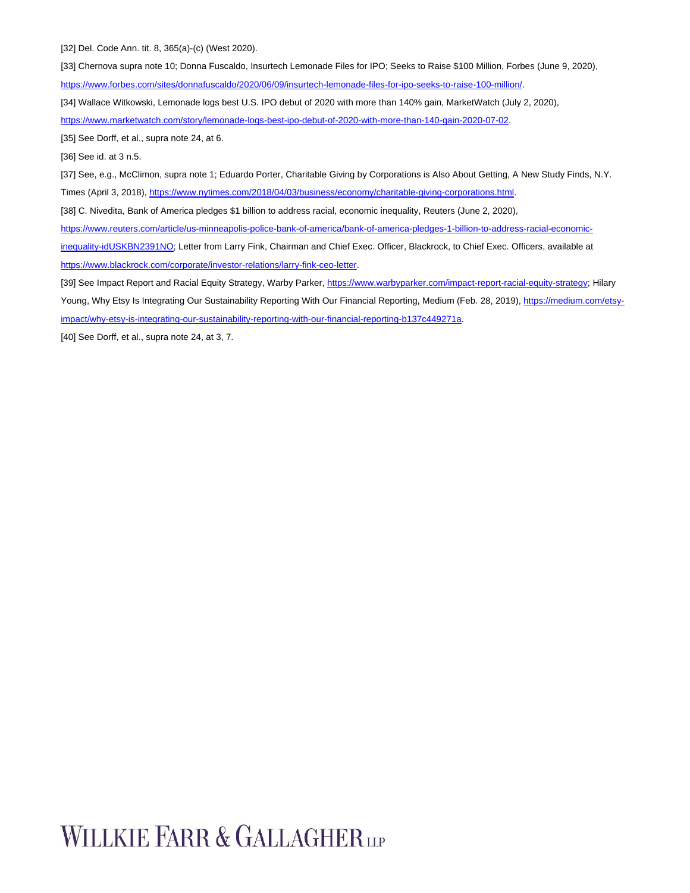[32] Del. Code Ann. tit. 8, 365(a)-(c) (West 2020).

[33] Chernova supra note 10; Donna Fuscaldo, Insurtech Lemonade Files for IPO; Seeks to Raise $100 Million, Forbes (June 9, 2020), https://www.forbes.com/sites/donnafuscaldo/2020/06/09/insurtech-lemonade-files-for-ipo-seeks-to-raise-100-million/.

[34] Wallace Witkowski, Lemonade logs best U.S. IPO debut of 2020 with more than 140% gain, MarketWatch (July 2, 2020), https://www.marketwatch.com/story/lemonade-logs-best-ipo-debut-of-2020-with-more-than-140-gain-2020-07-02.

[35] See Dorff, et al., supra note 24, at 6.

[36] See id. at 3 n.5.

[37] See, e.g., McClimon, supra note 1; Eduardo Porter, Charitable Giving by Corporations is Also About Getting, A New Study Finds, N.Y. Times (April 3, 2018), https://www.nytimes.com/2018/04/03/business/economy/charitable-giving-corporations.html.

[38] C. Nivedita, Bank of America pledges $1 billion to address racial, economic inequality, Reuters (June 2, 2020), https://www.reuters.com/article/us-minneapolis-police-bank-of-america/bank-of-america-pledges-1-billion-to-address-racial-economic-inequality-idUSKBN2391NO; Letter from Larry Fink, Chairman and Chief Exec. Officer, Blackrock, to Chief Exec. Officers, available at https://www.blackrock.com/corporate/investor-relations/larry-fink-ceo-letter.

[39] See Impact Report and Racial Equity Strategy, Warby Parker, https://www.warbyparker.com/impact-report-racial-equity-strategy; Hilary Young, Why Etsy Is Integrating Our Sustainability Reporting With Our Financial Reporting, Medium (Feb. 28, 2019), https://medium.com/etsy-impact/why-etsy-is-integrating-our-sustainability-reporting-with-our-financial-reporting-b137c449271a.

[40] See Dorff, et al., supra note 24, at 3, 7.